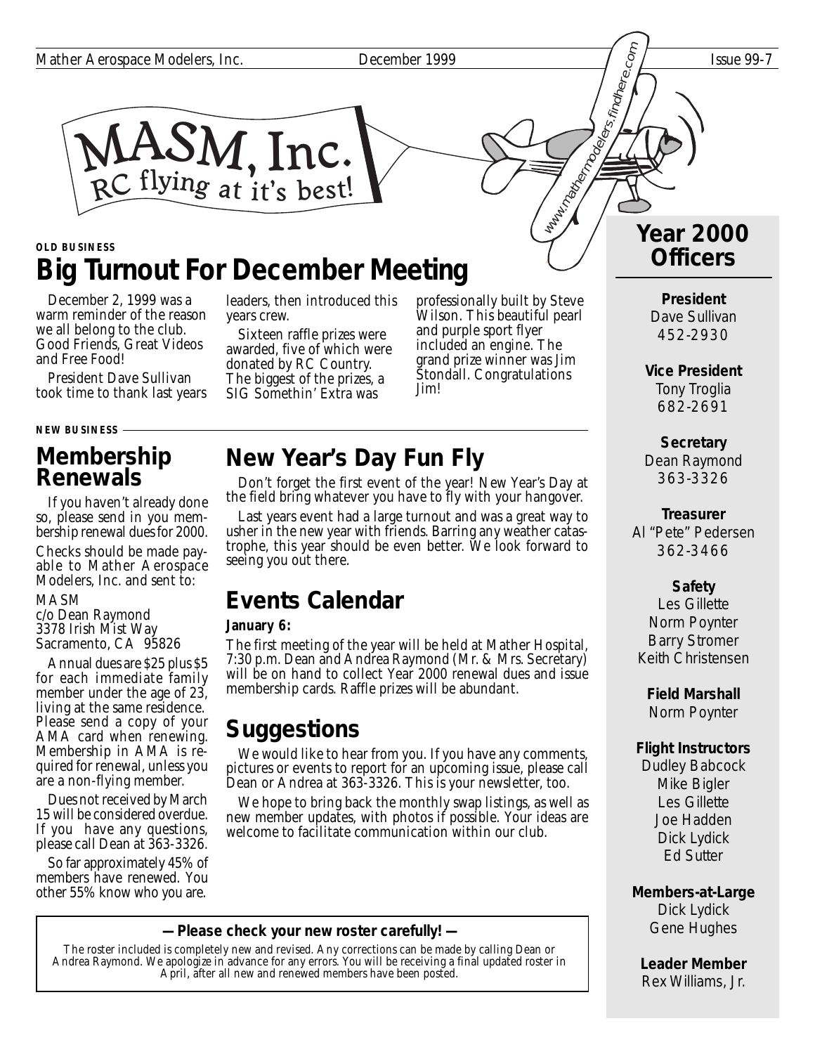Mather Aerospace Modelers, Inc. December 1999 Issue 99-7

# MASM, Inc.

RC flying at it's best!

www.mathermodelers.findhere.com

OLD BUSINESS

## Big Turnout For December Meeting

December 2, 1999 was a warm reminder of the reason we all belong to the club. Good Friends, Great Videos and Free Food!

President Dave Sullivan took time to thank last years leaders, then introduced this years crew.

Sixteen raffle prizes were awarded, five of which were donated by RC Country. The biggest of the prizes, a SIG Somethin' Extra was professionally built by Steve Wilson. This beautiful pearl and purple sport flyer included an engine. The grand prize winner was Jim Stondall. Congratulations Jim!

NEW BUSINESS

## Membership Renewals

If you haven't already done so, please send in you membership renewal dues for 2000.

Checks should be made payable to Mather Aerospace Modelers, Inc. and sent to:

MASM
c/o Dean Raymond
3378 Irish Mist Way
Sacramento, CA 95826

Annual dues are $25 plus $5 for each immediate family member under the age of 23, living at the same residence. Please send a copy of your AMA card when renewing. Membership in AMA is required for renewal, unless you are a non-flying member.

Dues not received by March 15 will be considered overdue. If you have any questions, please call Dean at 363-3326.

So far approximately 45% of members have renewed. You other 55% know who you are.

## New Year's Day Fun Fly

Don't forget the first event of the year! New Year's Day at the field bring whatever you have to fly with your hangover.

Last years event had a large turnout and was a great way to usher in the new year with friends. Barring any weather catastrophe, this year should be even better. We look forward to seeing you out there.

## Events Calendar

**January 6:**

The first meeting of the year will be held at Mather Hospital, 7:30 p.m. Dean and Andrea Raymond (Mr. & Mrs. Secretary) will be on hand to collect Year 2000 renewal dues and issue membership cards. Raffle prizes will be abundant.

## Suggestions

We would like to hear from you. If you have any comments, pictures or events to report for an upcoming issue, please call Dean or Andrea at 363-3326. This is your newsletter, too.

We hope to bring back the monthly swap listings, as well as new member updates, with photos if possible. Your ideas are welcome to facilitate communication within our club.

**— Please check your new roster carefully! —**

The roster included is completely new and revised. Any corrections can be made by calling Dean or Andrea Raymond. We apologize in advance for any errors. You will be receiving a final updated roster in April, after all new and renewed members have been posted.

## Year 2000 Officers

**President**
Dave Sullivan
452-2930

**Vice President**
Tony Troglia
682-2691

**Secretary**
Dean Raymond
363-3326

**Treasurer**
Al "Pete" Pedersen
362-3466

**Safety**
Les Gillette
Norm Poynter
Barry Stromer
Keith Christensen

**Field Marshall**
Norm Poynter

**Flight Instructors**
Dudley Babcock
Mike Bigler
Les Gillette
Joe Hadden
Dick Lydick
Ed Sutter

**Members-at-Large**
Dick Lydick
Gene Hughes

**Leader Member**
Rex Williams, Jr.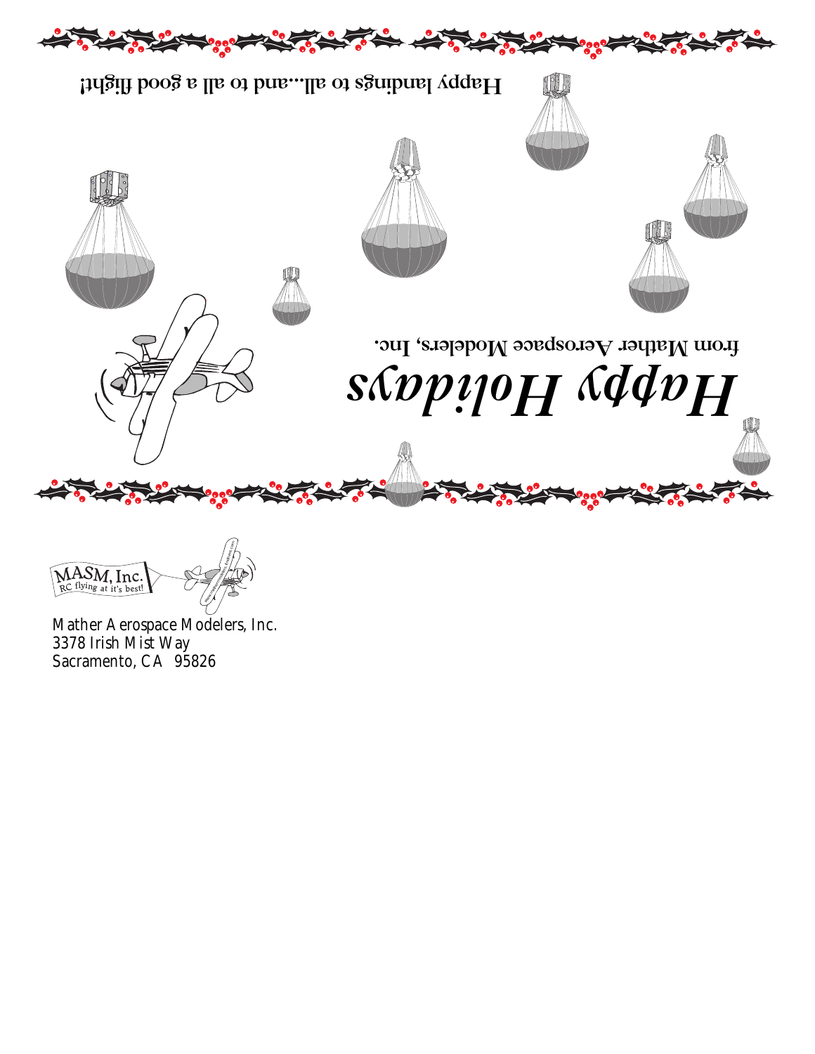Happy landings to all...and to all a good flight!

# *Happy Holidays*

from Mather Aerospace Modelers, Inc.

MASM, Inc.
RC flying at it's best!

Mather Aerospace Modelers, Inc.
3378 Irish Mist Way
Sacramento, CA 95826